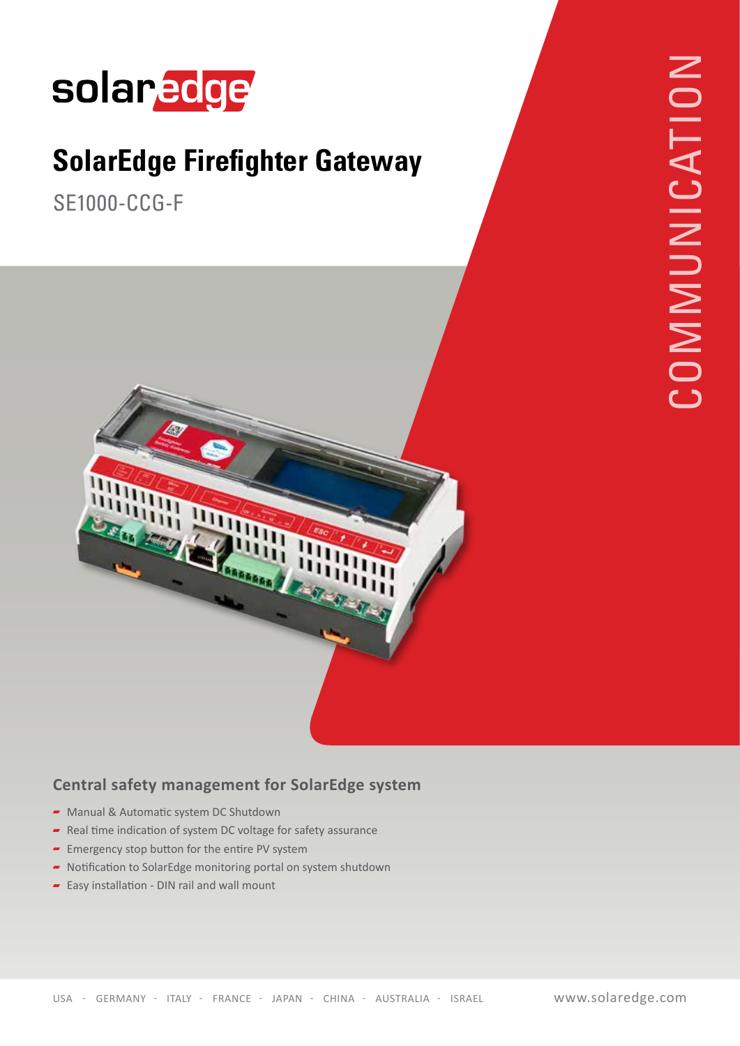solaredge

# SolarEdge Firefighter Gateway

SE1000-CCG-F

COMMUNICATION

## Central safety management for SolarEdge system

- Manual & Automatic system DC Shutdown
- Real time indication of system DC voltage for safety assurance
- Emergency stop button for the entire PV system
- Notification to SolarEdge monitoring portal on system shutdown
- Easy installation - DIN rail and wall mount

USA - GERMANY - ITALY - FRANCE - JAPAN - CHINA - AUSTRALIA - ISRAEL    www.solaredge.com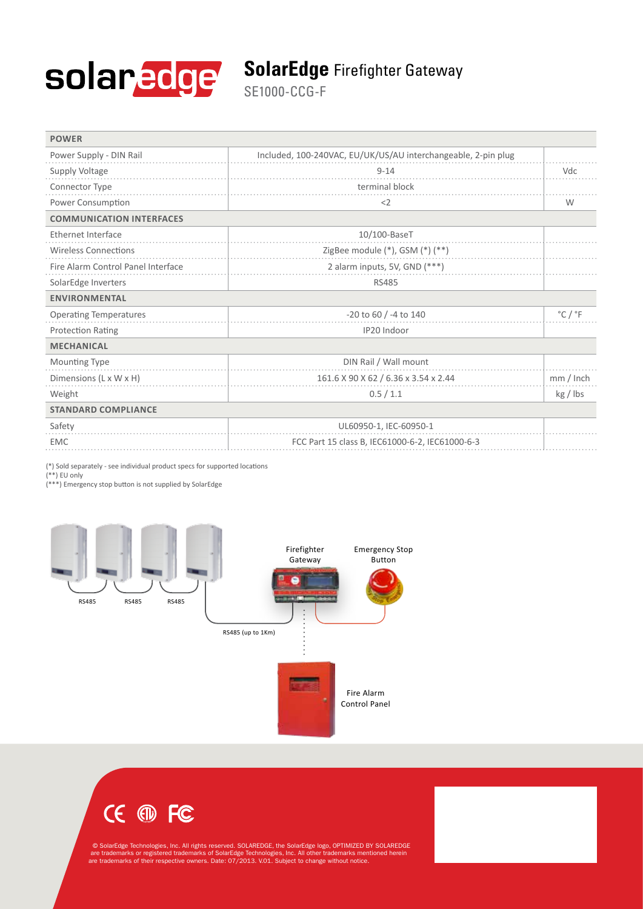# SolarEdge Firefighter Gateway

SE1000-CCG-F

| | | |
|---|---|---|
| **POWER** | | |
| Power Supply - DIN Rail | Included, 100-240VAC, EU/UK/US/AU interchangeable, 2-pin plug | |
| Supply Voltage | 9-14 | Vdc |
| Connector Type | terminal block | |
| Power Consumption | <2 | W |
| **COMMUNICATION INTERFACES** | | |
| Ethernet Interface | 10/100-BaseT | |
| Wireless Connections | ZigBee module (*), GSM (*) (**) | |
| Fire Alarm Control Panel Interface | 2 alarm inputs, 5V, GND (***) | |
| SolarEdge Inverters | RS485 | |
| **ENVIRONMENTAL** | | |
| Operating Temperatures | -20 to 60 / -4 to 140 | °C / °F |
| Protection Rating | IP20 Indoor | |
| **MECHANICAL** | | |
| Mounting Type | DIN Rail / Wall mount | |
| Dimensions (L x W x H) | 161.6 X 90 X 62 / 6.36 x 3.54 x 2.44 | mm / Inch |
| Weight | 0.5 / 1.1 | kg / lbs |
| **STANDARD COMPLIANCE** | | |
| Safety | UL60950-1, IEC-60950-1 | |
| EMC | FCC Part 15 class B, IEC61000-6-2, IEC61000-6-3 | |

(*) Sold separately - see individual product specs for supported locations
(**) EU only
(***) Emergency stop button is not supplied by SolarEdge

RS485
RS485
RS485
RS485 (up to 1Km)
Firefighter Gateway
Emergency Stop Button
Fire Alarm Control Panel

© SolarEdge Technologies, Inc. All rights reserved. SOLAREDGE, the SolarEdge logo, OPTIMIZED BY SOLAREDGE are trademarks or registered trademarks of SolarEdge Technologies, Inc. All other trademarks mentioned herein are trademarks of their respective owners. Date: 07/2013. V.01. Subject to change without notice.